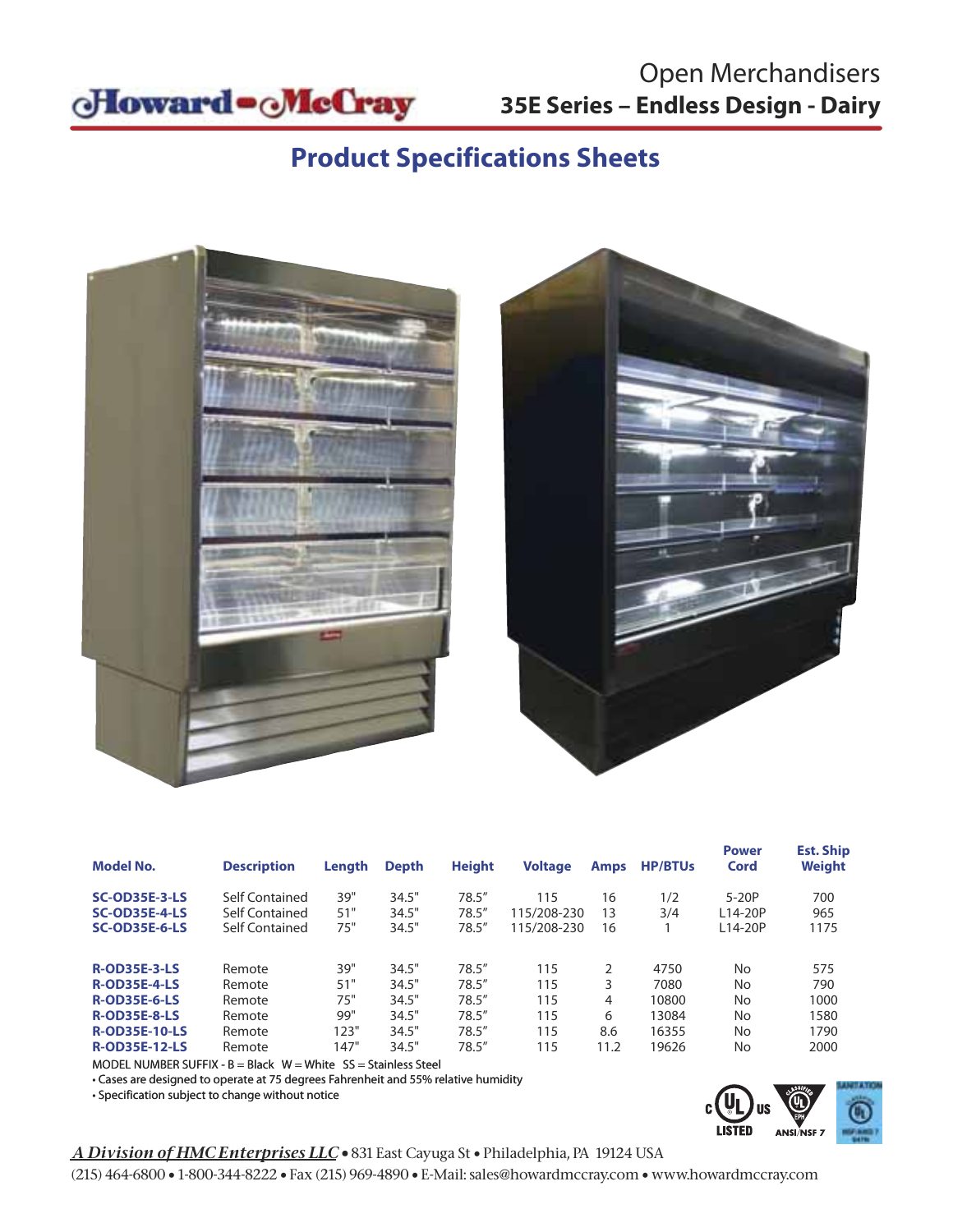Howard-McCray

# Open Merchandisers

## 35E Series – Endless Design - Dairy

# Product Specifications Sheets

| Model No. | Description | Length | Depth | Height | Voltage | Amps | HP/BTUs | Power Cord | Est. Ship Weight |
|---|---|---|---|---|---|---|---|---|---|
| **SC-OD35E-3-LS** | Self Contained | 39" | 34.5" | 78.5" | 115 | 16 | 1/2 | 5-20P | 700 |
| **SC-OD35E-4-LS** | Self Contained | 51" | 34.5" | 78.5" | 115/208-230 | 13 | 3/4 | L14-20P | 965 |
| **SC-OD35E-6-LS** | Self Contained | 75" | 34.5" | 78.5" | 115/208-230 | 16 | 1 | L14-20P | 1175 |
| **R-OD35E-3-LS** | Remote | 39" | 34.5" | 78.5" | 115 | 2 | 4750 | No | 575 |
| **R-OD35E-4-LS** | Remote | 51" | 34.5" | 78.5" | 115 | 3 | 7080 | No | 790 |
| **R-OD35E-6-LS** | Remote | 75" | 34.5" | 78.5" | 115 | 4 | 10800 | No | 1000 |
| **R-OD35E-8-LS** | Remote | 99" | 34.5" | 78.5" | 115 | 6 | 13084 | No | 1580 |
| **R-OD35E-10-LS** | Remote | 123" | 34.5" | 78.5" | 115 | 8.6 | 16355 | No | 1790 |
| **R-OD35E-12-LS** | Remote | 147" | 34.5" | 78.5" | 115 | 11.2 | 19626 | No | 2000 |

MODEL NUMBER SUFFIX - B = Black W = White SS = Stainless Steel

- Cases are designed to operate at 75 degrees Fahrenheit and 55% relative humidity
- Specification subject to change without notice

c UL US LISTED · CLASSIFIED UL EPH ANSI/NSF 7 · SANITATION UL NSF/ANSI 7

*A Division of HMC Enterprises LLC* • 831 East Cayuga St • Philadelphia, PA 19124 USA
(215) 464-6800 • 1-800-344-8222 • Fax (215) 969-4890 • E-Mail: sales@howardmccray.com • www.howardmccray.com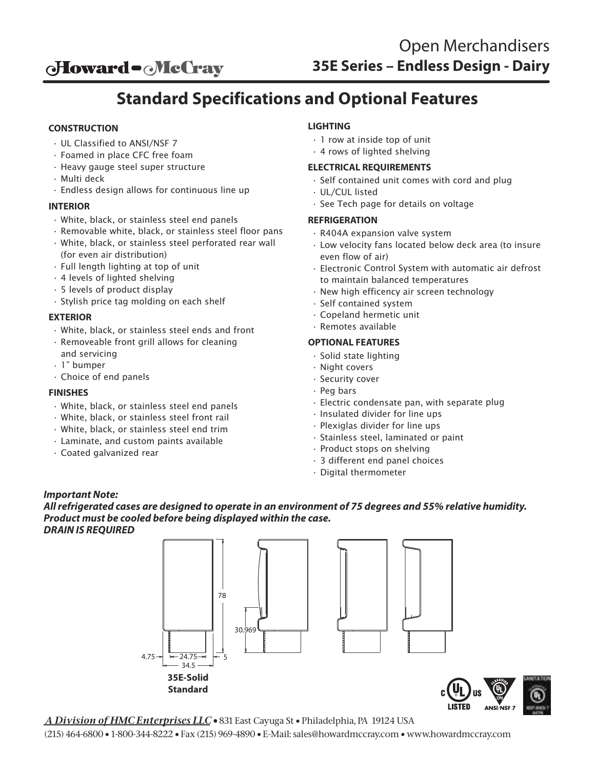Howard-McCray

# Open Merchandisers
## 35E Series – Endless Design - Dairy

# Standard Specifications and Optional Features

### CONSTRUCTION
- UL Classified to ANSI/NSF 7
- Foamed in place CFC free foam
- Heavy gauge steel super structure
- Multi deck
- Endless design allows for continuous line up

### INTERIOR
- White, black, or stainless steel end panels
- Removable white, black, or stainless steel floor pans
- White, black, or stainless steel perforated rear wall (for even air distribution)
- Full length lighting at top of unit
- 4 levels of lighted shelving
- 5 levels of product display
- Stylish price tag molding on each shelf

### EXTERIOR
- White, black, or stainless steel ends and front
- Removeable front grill allows for cleaning and servicing
- 1" bumper
- Choice of end panels

### FINISHES
- White, black, or stainless steel end panels
- White, black, or stainless steel front rail
- White, black, or stainless steel end trim
- Laminate, and custom paints available
- Coated galvanized rear

### LIGHTING
- 1 row at inside top of unit
- 4 rows of lighted shelving

### ELECTRICAL REQUIREMENTS
- Self contained unit comes with cord and plug
- UL/CUL listed
- See Tech page for details on voltage

### REFRIGERATION
- R404A expansion valve system
- Low velocity fans located below deck area (to insure even flow of air)
- Electronic Control System with automatic air defrost to maintain balanced temperatures
- New high efficency air screen technology
- Self contained system
- Copeland hermetic unit
- Remotes available

### OPTIONAL FEATURES
- Solid state lighting
- Night covers
- Security cover
- Peg bars
- Electric condensate pan, with separate plug
- Insulated divider for line ups
- Plexiglas divider for line ups
- Stainless steel, laminated or paint
- Product stops on shelving
- 3 different end panel choices
- Digital thermometer

***Important Note:***
***All refrigerated cases are designed to operate in an environment of 75 degrees and 55% relative humidity.***
***Product must be cooled before being displayed within the case.***
***DRAIN IS REQUIRED***

78

30.969

4.75 — 24.75 — 5

34.5

**35E-Solid Standard**

*A Division of HMC Enterprises LLC* • 831 East Cayuga St • Philadelphia, PA 19124 USA
(215) 464-6800 • 1-800-344-8222 • Fax (215) 969-4890 • E-Mail: sales@howardmccray.com • www.howardmccray.com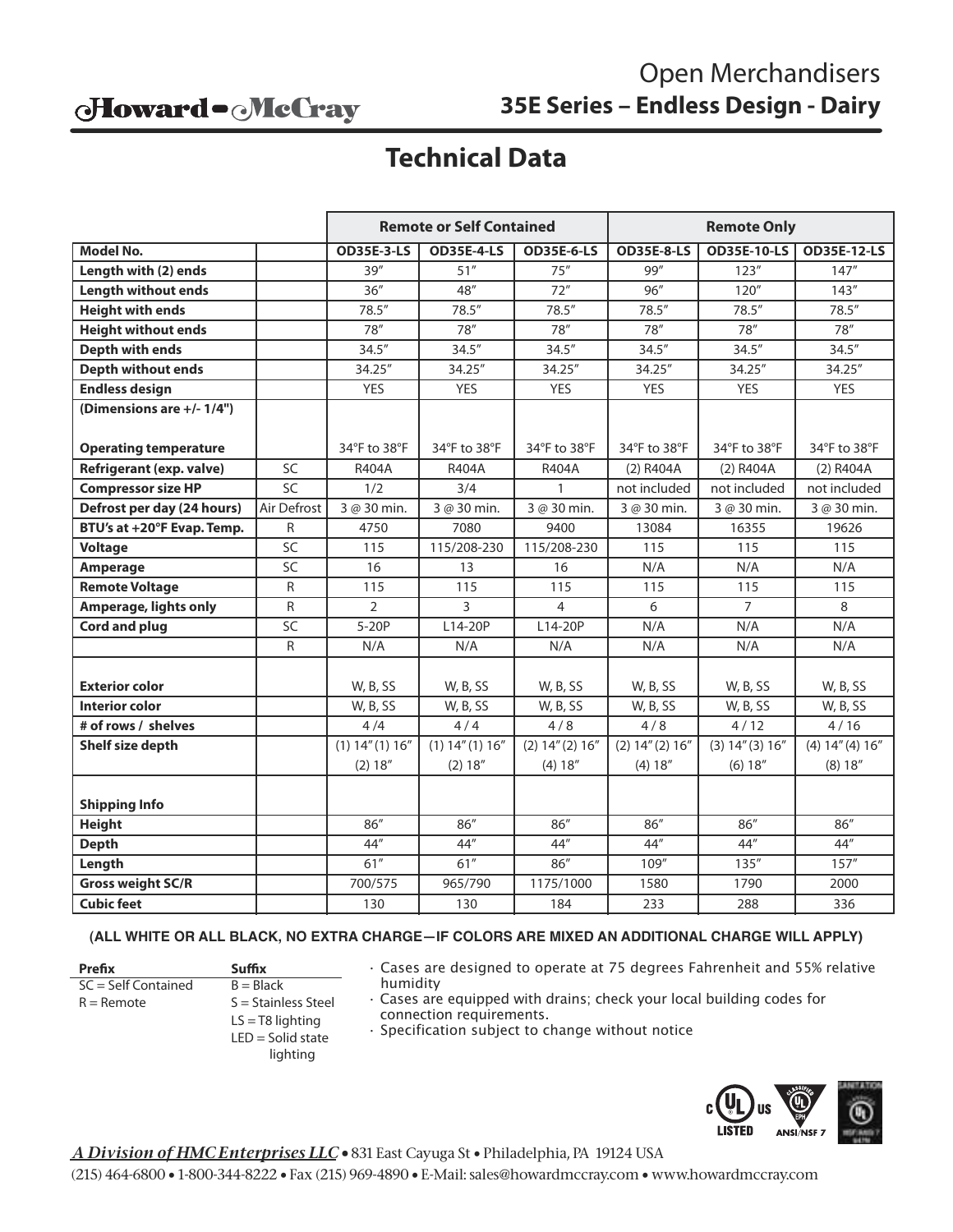Howard-McCray

# Open Merchandisers
## 35E Series – Endless Design - Dairy

# Technical Data

| | | Remote or Self Contained | | | Remote Only | | |
|---|---|---|---|---|---|---|---|
| **Model No.** | | OD35E-3-LS | OD35E-4-LS | OD35E-6-LS | OD35E-8-LS | OD35E-10-LS | OD35E-12-LS |
| **Length with (2) ends** | | 39″ | 51″ | 75″ | 99″ | 123″ | 147″ |
| **Length without ends** | | 36″ | 48″ | 72″ | 96″ | 120″ | 143″ |
| **Height with ends** | | 78.5″ | 78.5″ | 78.5″ | 78.5″ | 78.5″ | 78.5″ |
| **Height without ends** | | 78″ | 78″ | 78″ | 78″ | 78″ | 78″ |
| **Depth with ends** | | 34.5″ | 34.5″ | 34.5″ | 34.5″ | 34.5″ | 34.5″ |
| **Depth without ends** | | 34.25″ | 34.25″ | 34.25″ | 34.25″ | 34.25″ | 34.25″ |
| **Endless design** | | YES | YES | YES | YES | YES | YES |
| **(Dimensions are +/- 1/4")** | | | | | | | |
| **Operating temperature** | | 34°F to 38°F | 34°F to 38°F | 34°F to 38°F | 34°F to 38°F | 34°F to 38°F | 34°F to 38°F |
| **Refrigerant (exp. valve)** | SC | R404A | R404A | R404A | (2) R404A | (2) R404A | (2) R404A |
| **Compressor size HP** | SC | 1/2 | 3/4 | 1 | not included | not included | not included |
| **Defrost per day (24 hours)** | Air Defrost | 3 @ 30 min. | 3 @ 30 min. | 3 @ 30 min. | 3 @ 30 min. | 3 @ 30 min. | 3 @ 30 min. |
| **BTU's at +20°F Evap. Temp.** | R | 4750 | 7080 | 9400 | 13084 | 16355 | 19626 |
| **Voltage** | SC | 115 | 115/208-230 | 115/208-230 | 115 | 115 | 115 |
| **Amperage** | SC | 16 | 13 | 16 | N/A | N/A | N/A |
| **Remote Voltage** | R | 115 | 115 | 115 | 115 | 115 | 115 |
| **Amperage, lights only** | R | 2 | 3 | 4 | 6 | 7 | 8 |
| **Cord and plug** | SC | 5-20P | L14-20P | L14-20P | N/A | N/A | N/A |
| | R | N/A | N/A | N/A | N/A | N/A | N/A |
| **Exterior color** | | W, B, SS | W, B, SS | W, B, SS | W, B, SS | W, B, SS | W, B, SS |
| **Interior color** | | W, B, SS | W, B, SS | W, B, SS | W, B, SS | W, B, SS | W, B, SS |
| **# of rows / shelves** | | 4 /4 | 4 / 4 | 4 / 8 | 4 / 8 | 4 / 12 | 4 / 16 |
| **Shelf size depth** | | (1) 14″ (1) 16″ (2) 18″ | (1) 14″ (1) 16″ (2) 18″ | (2) 14″ (2) 16″ (4) 18″ | (2) 14″ (2) 16″ (4) 18″ | (3) 14″ (3) 16″ (6) 18″ | (4) 14″ (4) 16″ (8) 18″ |
| **Shipping Info** | | | | | | | |
| **Height** | | 86″ | 86″ | 86″ | 86″ | 86″ | 86″ |
| **Depth** | | 44″ | 44″ | 44″ | 44″ | 44″ | 44″ |
| **Length** | | 61″ | 61″ | 86″ | 109″ | 135″ | 157″ |
| **Gross weight SC/R** | | 700/575 | 965/790 | 1175/1000 | 1580 | 1790 | 2000 |
| **Cubic feet** | | 130 | 130 | 184 | 233 | 288 | 336 |

**(ALL WHITE OR ALL BLACK, NO EXTRA CHARGE—IF COLORS ARE MIXED AN ADDITIONAL CHARGE WILL APPLY)**

| Prefix | Suffix |
|---|---|
| SC = Self Contained | B = Black |
| R = Remote | S = Stainless Steel |
| | LS = T8 lighting |
| | LED = Solid state lighting |

- Cases are designed to operate at 75 degrees Fahrenheit and 55% relative humidity
- Cases are equipped with drains; check your local building codes for connection requirements.
- Specification subject to change without notice

*A Division of HMC Enterprises LLC* • 831 East Cayuga St • Philadelphia, PA 19124 USA
(215) 464-6800 • 1-800-344-8222 • Fax (215) 969-4890 • E-Mail: sales@howardmccray.com • www.howardmccray.com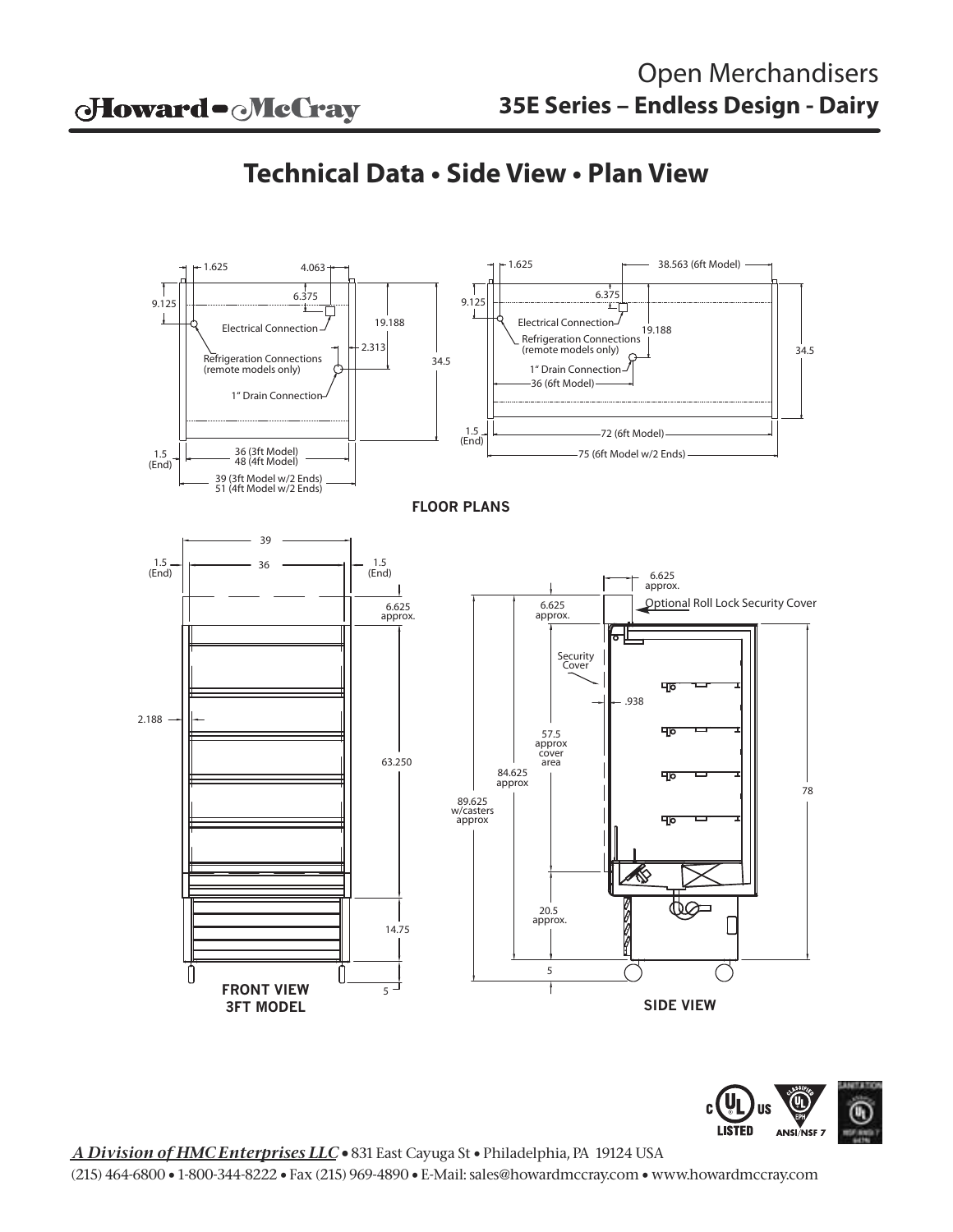Open Merchandisers

**35E Series – Endless Design - Dairy**

# Technical Data • Side View • Plan View

1.625
4.063
9.125
6.375
Electrical Connection
19.188
2.313
Refrigeration Connections
(remote models only)
34.5
1" Drain Connection
1.5
(End)
36 (3ft Model)
48 (4ft Model)
39 (3ft Model w/2 Ends)
51 (4ft Model w/2 Ends)

1.625
38.563 (6ft Model)
9.125
6.375
Electrical Connection
19.188
Refrigeration Connections
(remote models only)
34.5
1" Drain Connection
36 (6ft Model)
1.5
(End)
72 (6ft Model)
75 (6ft Model w/2 Ends)

**FLOOR PLANS**

39
1.5
(End)
36
1.5
(End)
6.625
approx.
2.188
63.250
14.75
5

**FRONT VIEW**
**3FT MODEL**

6.625
approx.
Optional Roll Lock Security Cover
6.625
approx.
Security
Cover
.938
57.5
approx
cover
area
84.625
approx
89.625
w/casters
approx
78
20.5
approx.
5

**SIDE VIEW**

*A Division of HMC Enterprises LLC* • 831 East Cayuga St • Philadelphia, PA 19124 USA
(215) 464-6800 • 1-800-344-8222 • Fax (215) 969-4890 • E-Mail: sales@howardmccray.com • www.howardmccray.com